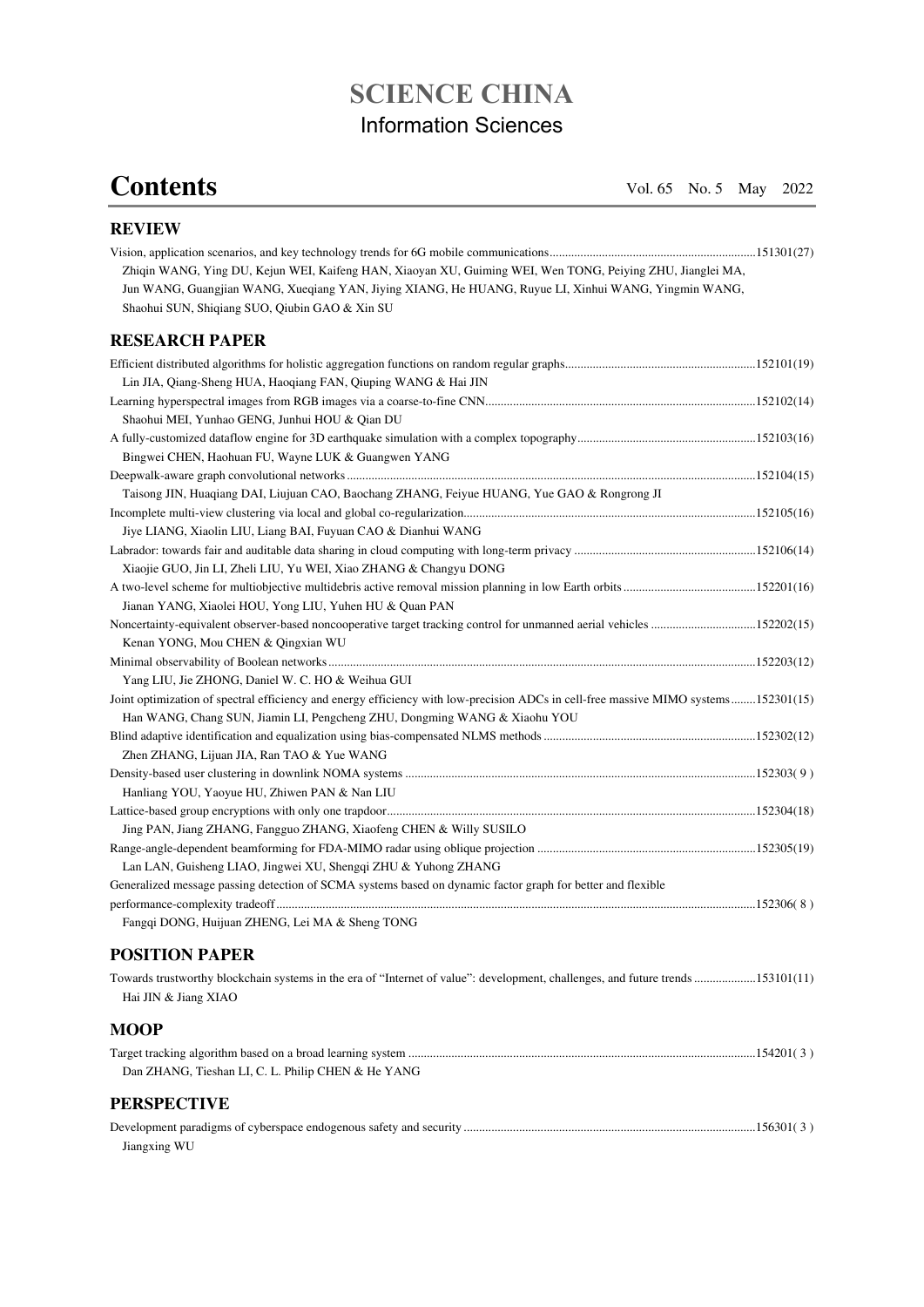# SCIENCE CHINA

## Information Sciences

# Contents

Vol. 65 No. 5 May 2022

## REVIEW

Vision, application scenarios, and key technology trends for 6G mobile communications ............ 151301(27)
Zhiqin WANG, Ying DU, Kejun WEI, Kaifeng HAN, Xiaoyan XU, Guiming WEI, Wen TONG, Peiying ZHU, Jianglei MA, Jun WANG, Guangjian WANG, Xueqiang YAN, Jiying XIANG, He HUANG, Ruyue LI, Xinhui WANG, Yingmin WANG, Shaohui SUN, Shiqiang SUO, Qiubin GAO & Xin SU

## RESEARCH PAPER

Efficient distributed algorithms for holistic aggregation functions on random regular graphs ............ 152101(19)
Lin JIA, Qiang-Sheng HUA, Haoqiang FAN, Qiuping WANG & Hai JIN

Learning hyperspectral images from RGB images via a coarse-to-fine CNN ............ 152102(14)
Shaohui MEI, Yunhao GENG, Junhui HOU & Qian DU

A fully-customized dataflow engine for 3D earthquake simulation with a complex topography ............ 152103(16)
Bingwei CHEN, Haohuan FU, Wayne LUK & Guangwen YANG

Deepwalk-aware graph convolutional networks ............ 152104(15)
Taisong JIN, Huaqiang DAI, Liujuan CAO, Baochang ZHANG, Feiyue HUANG, Yue GAO & Rongrong JI

Incomplete multi-view clustering via local and global co-regularization ............ 152105(16)
Jiye LIANG, Xiaolin LIU, Liang BAI, Fuyuan CAO & Dianhui WANG

Labrador: towards fair and auditable data sharing in cloud computing with long-term privacy ............ 152106(14)
Xiaojie GUO, Jin LI, Zheli LIU, Yu WEI, Xiao ZHANG & Changyu DONG

A two-level scheme for multiobjective multidebris active removal mission planning in low Earth orbits ............ 152201(16)
Jianan YANG, Xiaolei HOU, Yong LIU, Yuhen HU & Quan PAN

Noncertainty-equivalent observer-based noncooperative target tracking control for unmanned aerial vehicles ............ 152202(15)
Kenan YONG, Mou CHEN & Qingxian WU

Minimal observability of Boolean networks ............ 152203(12)
Yang LIU, Jie ZHONG, Daniel W. C. HO & Weihua GUI

Joint optimization of spectral efficiency and energy efficiency with low-precision ADCs in cell-free massive MIMO systems ............ 152301(15)
Han WANG, Chang SUN, Jiamin LI, Pengcheng ZHU, Dongming WANG & Xiaohu YOU

Blind adaptive identification and equalization using bias-compensated NLMS methods ............ 152302(12)
Zhen ZHANG, Lijuan JIA, Ran TAO & Yue WANG

Density-based user clustering in downlink NOMA systems ............ 152303( 9 )
Hanliang YOU, Yaoyue HU, Zhiwen PAN & Nan LIU

Lattice-based group encryptions with only one trapdoor ............ 152304(18)
Jing PAN, Jiang ZHANG, Fangguo ZHANG, Xiaofeng CHEN & Willy SUSILO

Range-angle-dependent beamforming for FDA-MIMO radar using oblique projection ............ 152305(19)
Lan LAN, Guisheng LIAO, Jingwei XU, Shengqi ZHU & Yuhong ZHANG

Generalized message passing detection of SCMA systems based on dynamic factor graph for better and flexible performance-complexity tradeoff ............ 152306( 8 )
Fangqi DONG, Huijuan ZHENG, Lei MA & Sheng TONG

## POSITION PAPER

Towards trustworthy blockchain systems in the era of "Internet of value": development, challenges, and future trends ............ 153101(11)
Hai JIN & Jiang XIAO

## MOOP

Target tracking algorithm based on a broad learning system ............ 154201( 3 )
Dan ZHANG, Tieshan LI, C. L. Philip CHEN & He YANG

## PERSPECTIVE

Development paradigms of cyberspace endogenous safety and security ............ 156301( 3 )
Jiangxing WU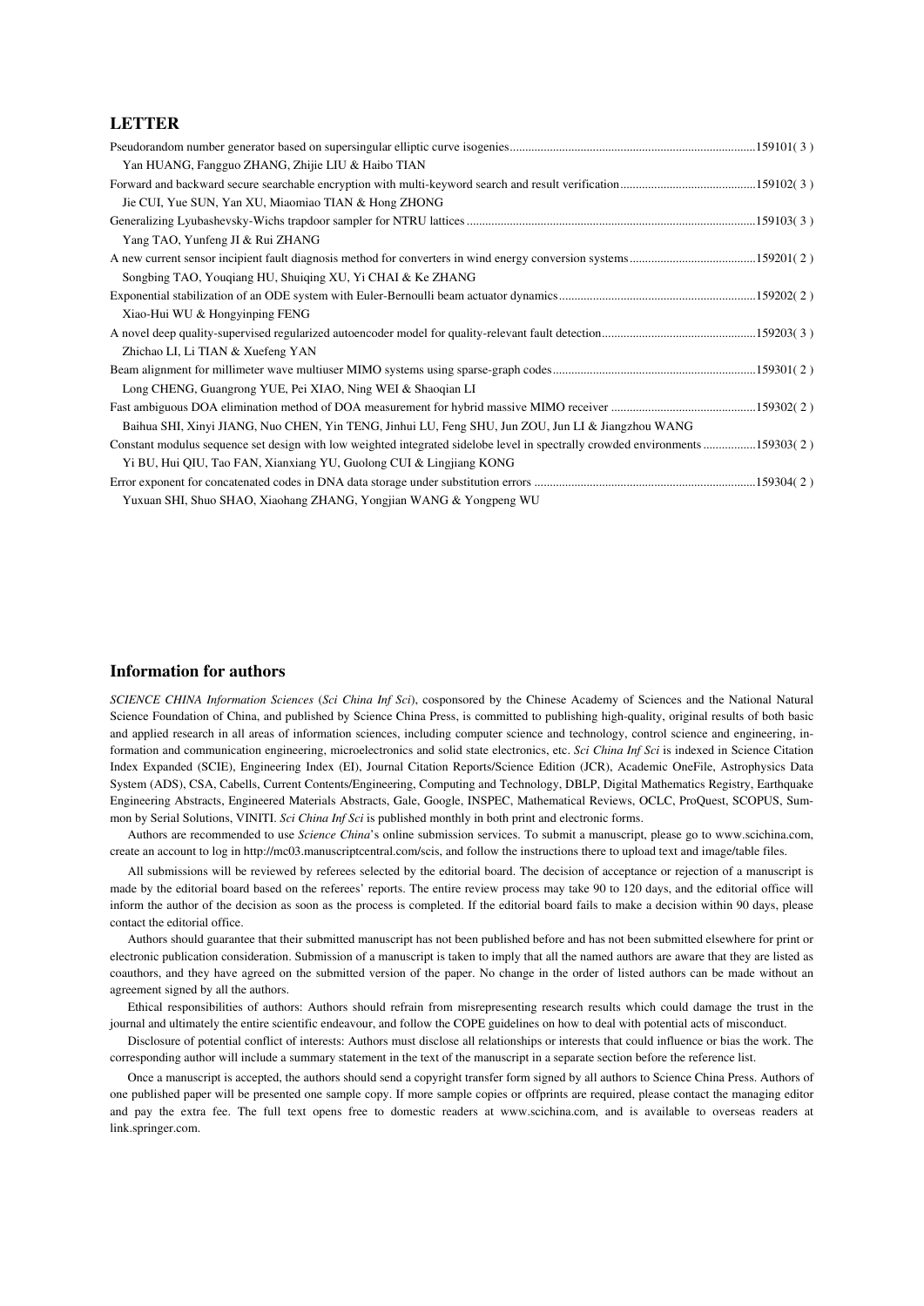## LETTER

Pseudorandom number generator based on supersingular elliptic curve isogenies ............................................................................159101( 3 )
Yan HUANG, Fangguo ZHANG, Zhijie LIU & Haibo TIAN

Forward and backward secure searchable encryption with multi-keyword search and result verification ............................................159102( 3 )
Jie CUI, Yue SUN, Yan XU, Miaomiao TIAN & Hong ZHONG

Generalizing Lyubashevsky-Wichs trapdoor sampler for NTRU lattices ..............................................................................................159103( 3 )
Yang TAO, Yunfeng JI & Rui ZHANG

A new current sensor incipient fault diagnosis method for converters in wind energy conversion systems ........................................159201( 2 )
Songbing TAO, Youqiang HU, Shuiqing XU, Yi CHAI & Ke ZHANG

Exponential stabilization of an ODE system with Euler-Bernoulli beam actuator dynamics ...............................................................159202( 2 )
Xiao-Hui WU & Hongyinping FENG

A novel deep quality-supervised regularized autoencoder model for quality-relevant fault detection ..................................................159203( 3 )
Zhichao LI, Li TIAN & Xuefeng YAN

Beam alignment for millimeter wave multiuser MIMO systems using sparse-graph codes .................................................................159301( 2 )
Long CHENG, Guangrong YUE, Pei XIAO, Ning WEI & Shaoqian LI

Fast ambiguous DOA elimination method of DOA measurement for hybrid massive MIMO receiver ...............................................159302( 2 )
Baihua SHI, Xinyi JIANG, Nuo CHEN, Yin TENG, Jinhui LU, Feng SHU, Jun ZOU, Jun LI & Jiangzhou WANG

Constant modulus sequence set design with low weighted integrated sidelobe level in spectrally crowded environments ................159303( 2 )
Yi BU, Hui QIU, Tao FAN, Xianxiang YU, Guolong CUI & Lingjiang KONG

Error exponent for concatenated codes in DNA data storage under substitution errors .......................................................................159304( 2 )
Yuxuan SHI, Shuo SHAO, Xiaohang ZHANG, Yongjian WANG & Yongpeng WU

## Information for authors

*SCIENCE CHINA Information Sciences* (*Sci China Inf Sci*), cosponsored by the Chinese Academy of Sciences and the National Natural Science Foundation of China, and published by Science China Press, is committed to publishing high-quality, original results of both basic and applied research in all areas of information sciences, including computer science and technology, control science and engineering, information and communication engineering, microelectronics and solid state electronics, etc. *Sci China Inf Sci* is indexed in Science Citation Index Expanded (SCIE), Engineering Index (EI), Journal Citation Reports/Science Edition (JCR), Academic OneFile, Astrophysics Data System (ADS), CSA, Cabells, Current Contents/Engineering, Computing and Technology, DBLP, Digital Mathematics Registry, Earthquake Engineering Abstracts, Engineered Materials Abstracts, Gale, Google, INSPEC, Mathematical Reviews, OCLC, ProQuest, SCOPUS, Summon by Serial Solutions, VINITI. *Sci China Inf Sci* is published monthly in both print and electronic forms.

Authors are recommended to use *Science China*'s online submission services. To submit a manuscript, please go to www.scichina.com, create an account to log in http://mc03.manuscriptcentral.com/scis, and follow the instructions there to upload text and image/table files.

All submissions will be reviewed by referees selected by the editorial board. The decision of acceptance or rejection of a manuscript is made by the editorial board based on the referees' reports. The entire review process may take 90 to 120 days, and the editorial office will inform the author of the decision as soon as the process is completed. If the editorial board fails to make a decision within 90 days, please contact the editorial office.

Authors should guarantee that their submitted manuscript has not been published before and has not been submitted elsewhere for print or electronic publication consideration. Submission of a manuscript is taken to imply that all the named authors are aware that they are listed as coauthors, and they have agreed on the submitted version of the paper. No change in the order of listed authors can be made without an agreement signed by all the authors.

Ethical responsibilities of authors: Authors should refrain from misrepresenting research results which could damage the trust in the journal and ultimately the entire scientific endeavour, and follow the COPE guidelines on how to deal with potential acts of misconduct.

Disclosure of potential conflict of interests: Authors must disclose all relationships or interests that could influence or bias the work. The corresponding author will include a summary statement in the text of the manuscript in a separate section before the reference list.

Once a manuscript is accepted, the authors should send a copyright transfer form signed by all authors to Science China Press. Authors of one published paper will be presented one sample copy. If more sample copies or offprints are required, please contact the managing editor and pay the extra fee. The full text opens free to domestic readers at www.scichina.com, and is available to overseas readers at link.springer.com.